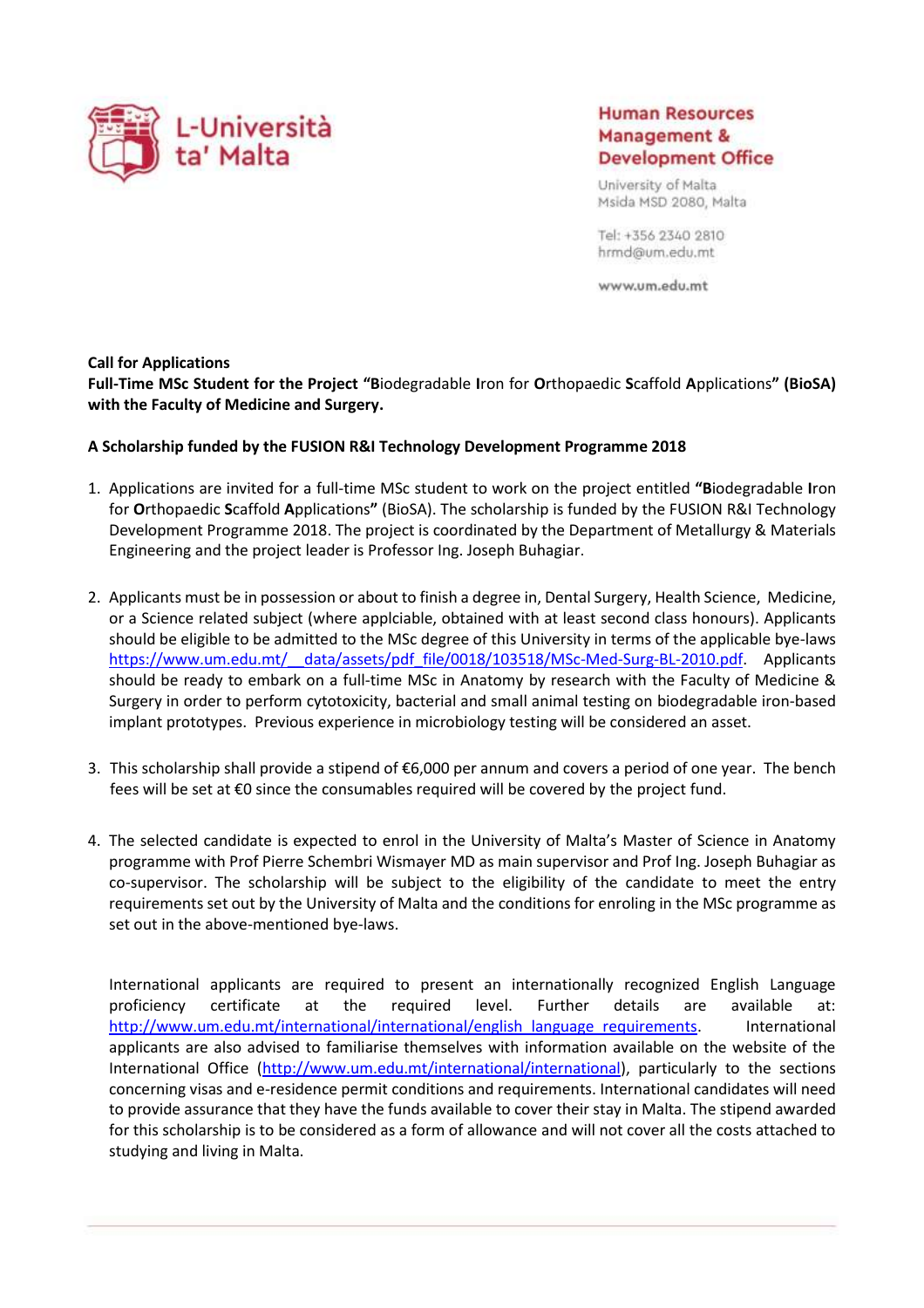L-Università ta' Malta

**Human Resources Management & Development Office**

University of Malta
Msida MSD 2080, Malta

Tel: +356 2340 2810
hrmd@um.edu.mt

www.um.edu.mt

**Call for Applications**
**Full-Time MSc Student for the Project "Biodegradable Iron for Orthopaedic Scaffold Applications" (BioSA) with the Faculty of Medicine and Surgery.**

**A Scholarship funded by the FUSION R&I Technology Development Programme 2018**

1. Applications are invited for a full-time MSc student to work on the project entitled **"Biodegradable Iron for Orthopaedic Scaffold Applications"** (BioSA). The scholarship is funded by the FUSION R&I Technology Development Programme 2018. The project is coordinated by the Department of Metallurgy & Materials Engineering and the project leader is Professor Ing. Joseph Buhagiar.

2. Applicants must be in possession or about to finish a degree in, Dental Surgery, Health Science, Medicine, or a Science related subject (where applciable, obtained with at least second class honours). Applicants should be eligible to be admitted to the MSc degree of this University in terms of the applicable bye-laws https://www.um.edu.mt/__data/assets/pdf_file/0018/103518/MSc-Med-Surg-BL-2010.pdf. Applicants should be ready to embark on a full-time MSc in Anatomy by research with the Faculty of Medicine & Surgery in order to perform cytotoxicity, bacterial and small animal testing on biodegradable iron-based implant prototypes. Previous experience in microbiology testing will be considered an asset.

3. This scholarship shall provide a stipend of €6,000 per annum and covers a period of one year. The bench fees will be set at €0 since the consumables required will be covered by the project fund.

4. The selected candidate is expected to enrol in the University of Malta's Master of Science in Anatomy programme with Prof Pierre Schembri Wismayer MD as main supervisor and Prof Ing. Joseph Buhagiar as co-supervisor. The scholarship will be subject to the eligibility of the candidate to meet the entry requirements set out by the University of Malta and the conditions for enroling in the MSc programme as set out in the above-mentioned bye-laws.

   International applicants are required to present an internationally recognized English Language proficiency certificate at the required level. Further details are available at: http://www.um.edu.mt/international/international/english_language_requirements. International applicants are also advised to familiarise themselves with information available on the website of the International Office (http://www.um.edu.mt/international/international), particularly to the sections concerning visas and e-residence permit conditions and requirements. International candidates will need to provide assurance that they have the funds available to cover their stay in Malta. The stipend awarded for this scholarship is to be considered as a form of allowance and will not cover all the costs attached to studying and living in Malta.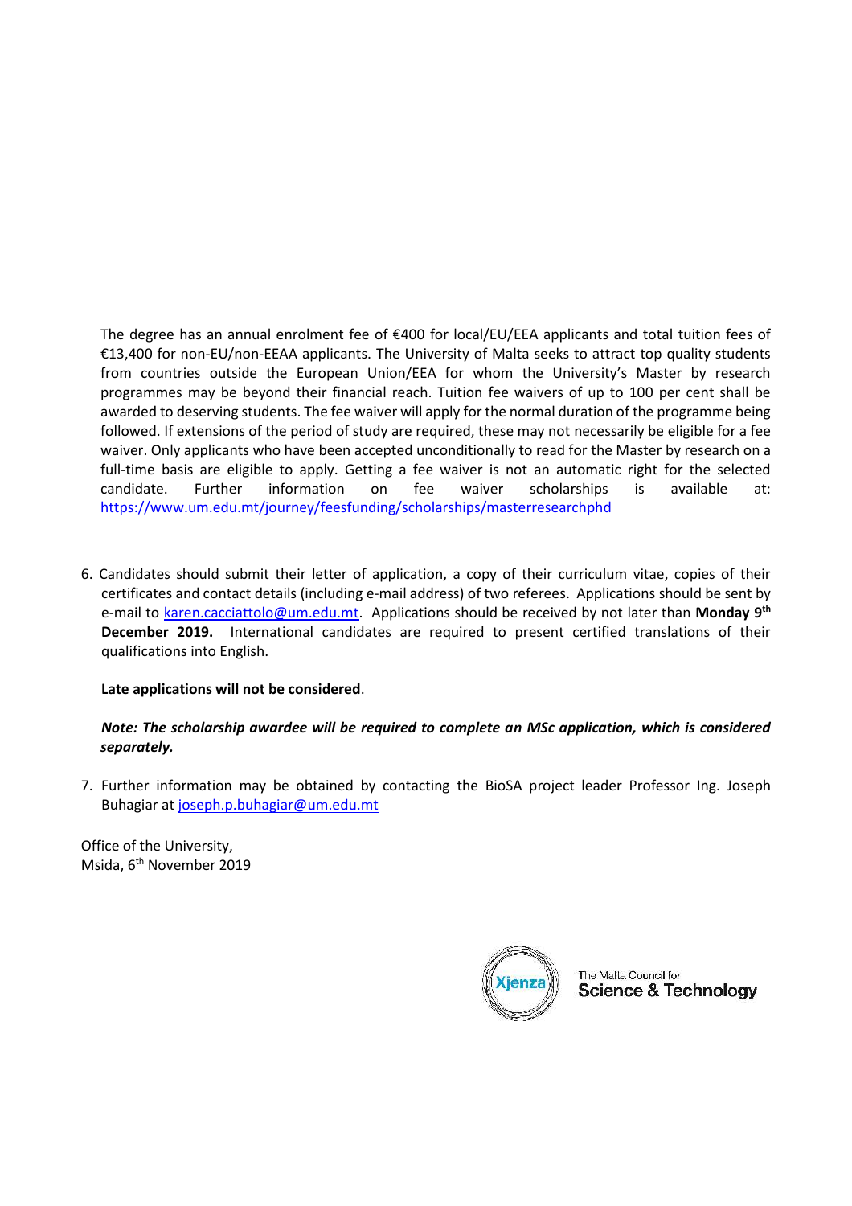The degree has an annual enrolment fee of €400 for local/EU/EEA applicants and total tuition fees of €13,400 for non-EU/non-EEAA applicants. The University of Malta seeks to attract top quality students from countries outside the European Union/EEA for whom the University's Master by research programmes may be beyond their financial reach. Tuition fee waivers of up to 100 per cent shall be awarded to deserving students. The fee waiver will apply for the normal duration of the programme being followed. If extensions of the period of study are required, these may not necessarily be eligible for a fee waiver. Only applicants who have been accepted unconditionally to read for the Master by research on a full-time basis are eligible to apply. Getting a fee waiver is not an automatic right for the selected candidate. Further information on fee waiver scholarships is available at: https://www.um.edu.mt/journey/feesfunding/scholarships/masterresearchphd

6. Candidates should submit their letter of application, a copy of their curriculum vitae, copies of their certificates and contact details (including e-mail address) of two referees. Applications should be sent by e-mail to karen.cacciattolo@um.edu.mt. Applications should be received by not later than **Monday 9th December 2019.** International candidates are required to present certified translations of their qualifications into English.

   **Late applications will not be considered**.

   ***Note: The scholarship awardee will be required to complete an MSc application, which is considered separately.***

7. Further information may be obtained by contacting the BioSA project leader Professor Ing. Joseph Buhagiar at joseph.p.buhagiar@um.edu.mt

Office of the University,
Msida, 6th November 2019

Xjenza
The Malta Council for
Science & Technology